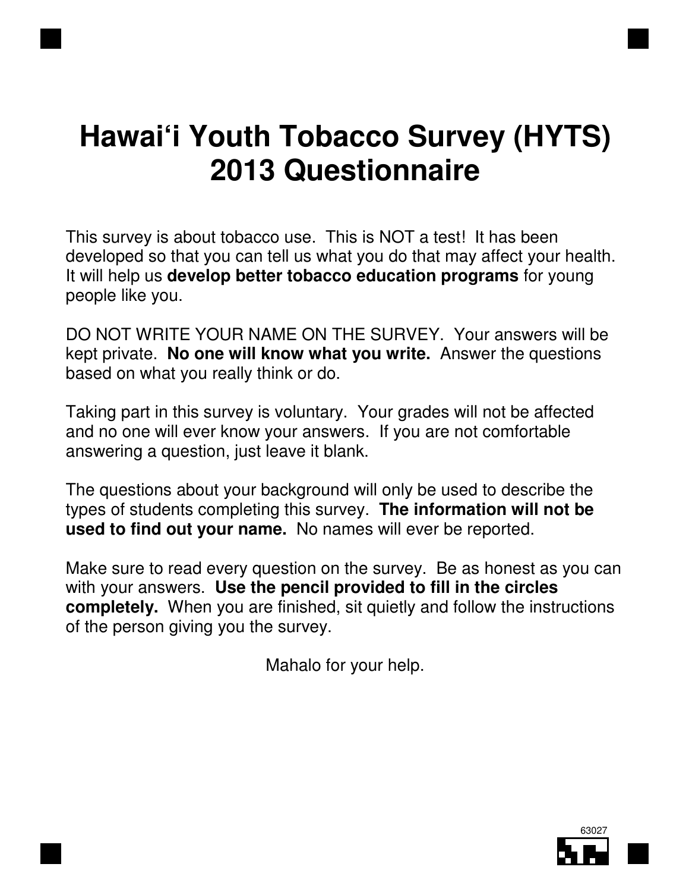# Hawai‘i Youth Tobacco Survey (HYTS) 2013 Questionnaire

This survey is about tobacco use. This is NOT a test! It has been developed so that you can tell us what you do that may affect your health. It will help us **develop better tobacco education programs** for young people like you.

DO NOT WRITE YOUR NAME ON THE SURVEY. Your answers will be kept private. **No one will know what you write.** Answer the questions based on what you really think or do.

Taking part in this survey is voluntary. Your grades will not be affected and no one will ever know your answers. If you are not comfortable answering a question, just leave it blank.

The questions about your background will only be used to describe the types of students completing this survey. **The information will not be used to find out your name.** No names will ever be reported.

Make sure to read every question on the survey. Be as honest as you can with your answers. **Use the pencil provided to fill in the circles completely.** When you are finished, sit quietly and follow the instructions of the person giving you the survey.

Mahalo for your help.

63027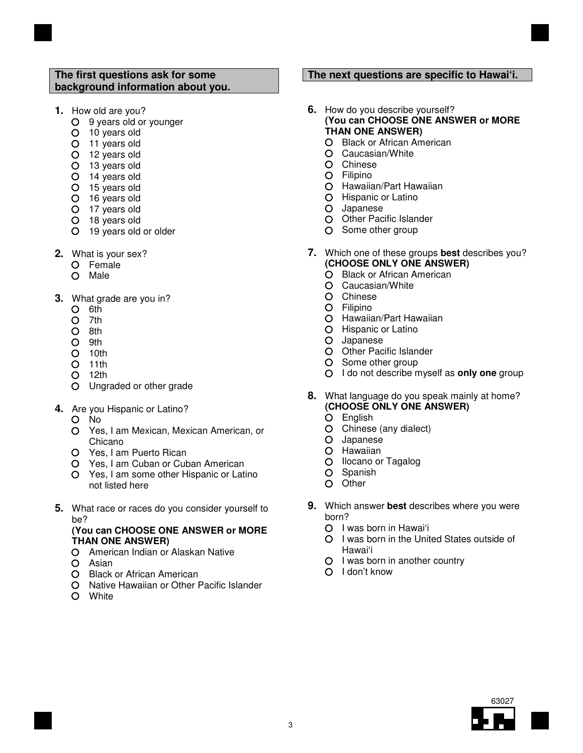**The first questions ask for some background information about you.**

**1.** How old are you?
- 9 years old or younger
- 10 years old
- 11 years old
- 12 years old
- 13 years old
- 14 years old
- 15 years old
- 16 years old
- 17 years old
- 18 years old
- 19 years old or older

**2.** What is your sex?
- Female
- Male

**3.** What grade are you in?
- 6th
- 7th
- 8th
- 9th
- 10th
- 11th
- 12th
- Ungraded or other grade

**4.** Are you Hispanic or Latino?
- No
- Yes, I am Mexican, Mexican American, or Chicano
- Yes, I am Puerto Rican
- Yes, I am Cuban or Cuban American
- Yes, I am some other Hispanic or Latino not listed here

**5.** What race or races do you consider yourself to be?
**(You can CHOOSE ONE ANSWER or MORE THAN ONE ANSWER)**
- American Indian or Alaskan Native
- Asian
- Black or African American
- Native Hawaiian or Other Pacific Islander
- White

**The next questions are specific to Hawai'i.**

**6.** How do you describe yourself?
**(You can CHOOSE ONE ANSWER or MORE THAN ONE ANSWER)**
- Black or African American
- Caucasian/White
- Chinese
- Filipino
- Hawaiian/Part Hawaiian
- Hispanic or Latino
- Japanese
- Other Pacific Islander
- Some other group

**7.** Which one of these groups **best** describes you?
**(CHOOSE ONLY ONE ANSWER)**
- Black or African American
- Caucasian/White
- Chinese
- Filipino
- Hawaiian/Part Hawaiian
- Hispanic or Latino
- Japanese
- Other Pacific Islander
- Some other group
- I do not describe myself as **only one** group

**8.** What language do you speak mainly at home?
**(CHOOSE ONLY ONE ANSWER)**
- English
- Chinese (any dialect)
- Japanese
- Hawaiian
- Ilocano or Tagalog
- Spanish
- Other

**9.** Which answer **best** describes where you were born?
- I was born in Hawai'i
- I was born in the United States outside of Hawai'i
- I was born in another country
- I don't know

63027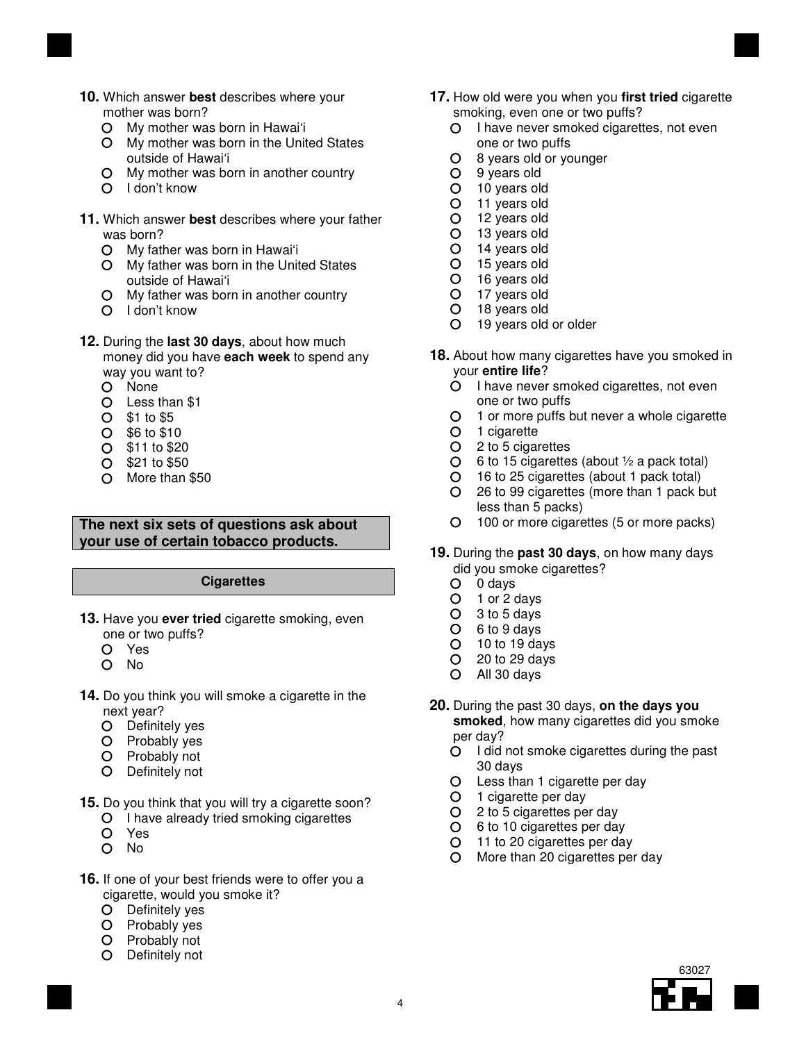**10.** Which answer **best** describes where your mother was born?

- My mother was born in Hawai'i
- My mother was born in the United States outside of Hawai'i
- My mother was born in another country
- I don't know

**11.** Which answer **best** describes where your father was born?

- My father was born in Hawai'i
- My father was born in the United States outside of Hawai'i
- My father was born in another country
- I don't know

**12.** During the **last 30 days**, about how much money did you have **each week** to spend any way you want to?

- None
- Less than $1
- $1 to $5
- $6 to $10
- $11 to $20
- $21 to $50
- More than $50

**The next six sets of questions ask about your use of certain tobacco products.**

## Cigarettes

**13.** Have you **ever tried** cigarette smoking, even one or two puffs?

- Yes
- No

**14.** Do you think you will smoke a cigarette in the next year?

- Definitely yes
- Probably yes
- Probably not
- Definitely not

**15.** Do you think that you will try a cigarette soon?

- I have already tried smoking cigarettes
- Yes
- No

**16.** If one of your best friends were to offer you a cigarette, would you smoke it?

- Definitely yes
- Probably yes
- Probably not
- Definitely not

**17.** How old were you when you **first tried** cigarette smoking, even one or two puffs?

- I have never smoked cigarettes, not even one or two puffs
- 8 years old or younger
- 9 years old
- 10 years old
- 11 years old
- 12 years old
- 13 years old
- 14 years old
- 15 years old
- 16 years old
- 17 years old
- 18 years old
- 19 years old or older

**18.** About how many cigarettes have you smoked in your **entire life**?

- I have never smoked cigarettes, not even one or two puffs
- 1 or more puffs but never a whole cigarette
- 1 cigarette
- 2 to 5 cigarettes
- 6 to 15 cigarettes (about ½ a pack total)
- 16 to 25 cigarettes (about 1 pack total)
- 26 to 99 cigarettes (more than 1 pack but less than 5 packs)
- 100 or more cigarettes (5 or more packs)

**19.** During the **past 30 days**, on how many days did you smoke cigarettes?

- 0 days
- 1 or 2 days
- 3 to 5 days
- 6 to 9 days
- 10 to 19 days
- 20 to 29 days
- All 30 days

**20.** During the past 30 days, **on the days you smoked**, how many cigarettes did you smoke per day?

- I did not smoke cigarettes during the past 30 days
- Less than 1 cigarette per day
- 1 cigarette per day
- 2 to 5 cigarettes per day
- 6 to 10 cigarettes per day
- 11 to 20 cigarettes per day
- More than 20 cigarettes per day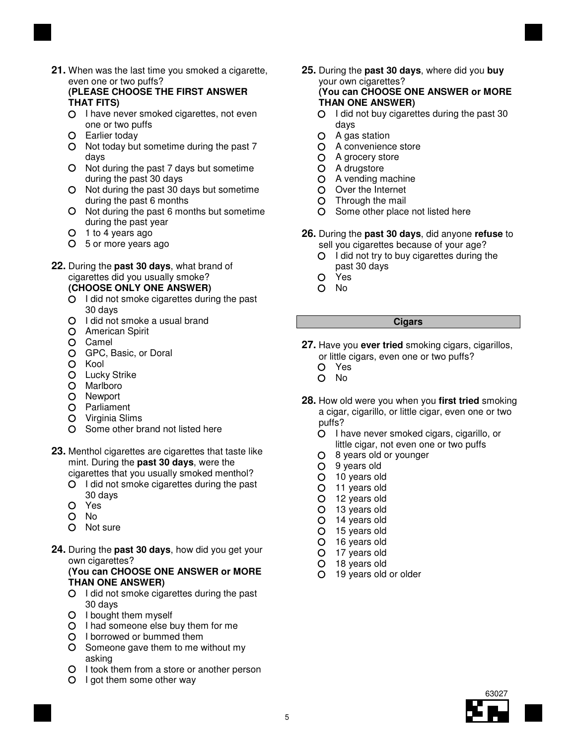**21.** When was the last time you smoked a cigarette, even one or two puffs?
**(PLEASE CHOOSE THE FIRST ANSWER THAT FITS)**

- I have never smoked cigarettes, not even one or two puffs
- Earlier today
- Not today but sometime during the past 7 days
- Not during the past 7 days but sometime during the past 30 days
- Not during the past 30 days but sometime during the past 6 months
- Not during the past 6 months but sometime during the past year
- 1 to 4 years ago
- 5 or more years ago

**22.** During the **past 30 days**, what brand of cigarettes did you usually smoke?
**(CHOOSE ONLY ONE ANSWER)**

- I did not smoke cigarettes during the past 30 days
- I did not smoke a usual brand
- American Spirit
- Camel
- GPC, Basic, or Doral
- Kool
- Lucky Strike
- Marlboro
- Newport
- Parliament
- Virginia Slims
- Some other brand not listed here

**23.** Menthol cigarettes are cigarettes that taste like mint. During the **past 30 days**, were the cigarettes that you usually smoked menthol?

- I did not smoke cigarettes during the past 30 days
- Yes
- No
- Not sure

**24.** During the **past 30 days**, how did you get your own cigarettes?
**(You can CHOOSE ONE ANSWER or MORE THAN ONE ANSWER)**

- I did not smoke cigarettes during the past 30 days
- I bought them myself
- I had someone else buy them for me
- I borrowed or bummed them
- Someone gave them to me without my asking
- I took them from a store or another person
- I got them some other way

**25.** During the **past 30 days**, where did you **buy** your own cigarettes?
**(You can CHOOSE ONE ANSWER or MORE THAN ONE ANSWER)**

- I did not buy cigarettes during the past 30 days
- A gas station
- A convenience store
- A grocery store
- A drugstore
- A vending machine
- Over the Internet
- Through the mail
- Some other place not listed here

**26.** During the **past 30 days**, did anyone **refuse** to sell you cigarettes because of your age?

- I did not try to buy cigarettes during the past 30 days
- Yes
- No

## Cigars

**27.** Have you **ever tried** smoking cigars, cigarillos, or little cigars, even one or two puffs?

- Yes
- No

**28.** How old were you when you **first tried** smoking a cigar, cigarillo, or little cigar, even one or two puffs?

- I have never smoked cigars, cigarillo, or little cigar, not even one or two puffs
- 8 years old or younger
- 9 years old
- 10 years old
- 11 years old
- 12 years old
- 13 years old
- 14 years old
- 15 years old
- 16 years old
- 17 years old
- 18 years old
- 19 years old or older

63027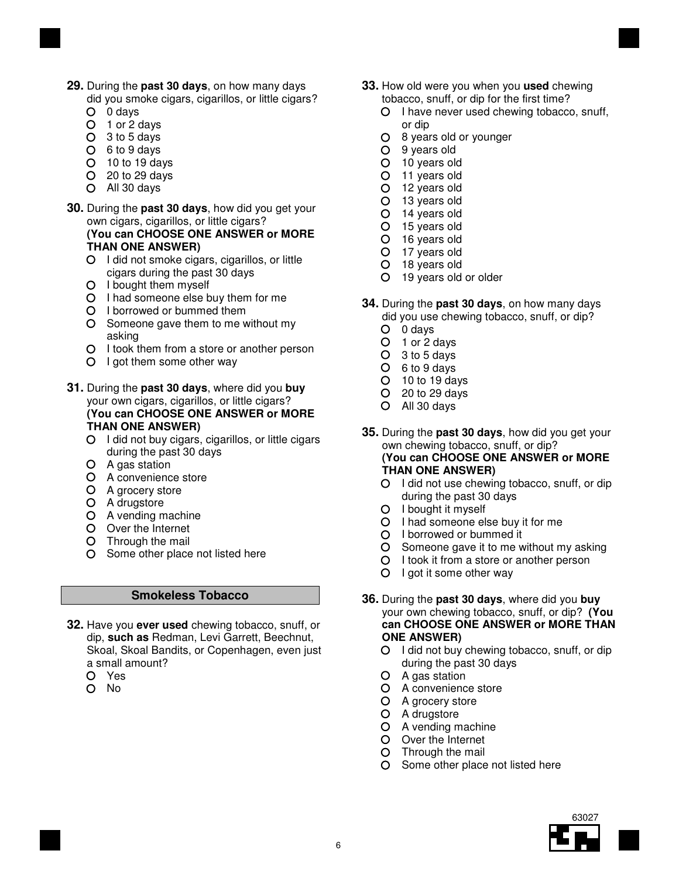**29.** During the **past 30 days**, on how many days did you smoke cigars, cigarillos, or little cigars?

- 0 days
- 1 or 2 days
- 3 to 5 days
- 6 to 9 days
- 10 to 19 days
- 20 to 29 days
- All 30 days

**30.** During the **past 30 days**, how did you get your own cigars, cigarillos, or little cigars? **(You can CHOOSE ONE ANSWER or MORE THAN ONE ANSWER)**

- I did not smoke cigars, cigarillos, or little cigars during the past 30 days
- I bought them myself
- I had someone else buy them for me
- I borrowed or bummed them
- Someone gave them to me without my asking
- I took them from a store or another person
- I got them some other way

**31.** During the **past 30 days**, where did you **buy** your own cigars, cigarillos, or little cigars? **(You can CHOOSE ONE ANSWER or MORE THAN ONE ANSWER)**

- I did not buy cigars, cigarillos, or little cigars during the past 30 days
- A gas station
- A convenience store
- A grocery store
- A drugstore
- A vending machine
- Over the Internet
- Through the mail
- Some other place not listed here

## Smokeless Tobacco

**32.** Have you **ever used** chewing tobacco, snuff, or dip, **such as** Redman, Levi Garrett, Beechnut, Skoal, Skoal Bandits, or Copenhagen, even just a small amount?

- Yes
- No

**33.** How old were you when you **used** chewing tobacco, snuff, or dip for the first time?

- I have never used chewing tobacco, snuff, or dip
- 8 years old or younger
- 9 years old
- 10 years old
- 11 years old
- 12 years old
- 13 years old
- 14 years old
- 15 years old
- 16 years old
- 17 years old
- 18 years old
- 19 years old or older

**34.** During the **past 30 days**, on how many days did you use chewing tobacco, snuff, or dip?

- 0 days
- 1 or 2 days
- 3 to 5 days
- 6 to 9 days
- 10 to 19 days
- 20 to 29 days
- All 30 days

**35.** During the **past 30 days**, how did you get your own chewing tobacco, snuff, or dip? **(You can CHOOSE ONE ANSWER or MORE THAN ONE ANSWER)**

- I did not use chewing tobacco, snuff, or dip during the past 30 days
- I bought it myself
- I had someone else buy it for me
- I borrowed or bummed it
- Someone gave it to me without my asking
- I took it from a store or another person
- I got it some other way

**36.** During the **past 30 days**, where did you **buy** your own chewing tobacco, snuff, or dip? **(You can CHOOSE ONE ANSWER or MORE THAN ONE ANSWER)**

- I did not buy chewing tobacco, snuff, or dip during the past 30 days
- A gas station
- A convenience store
- A grocery store
- A drugstore
- A vending machine
- Over the Internet
- Through the mail
- Some other place not listed here

63027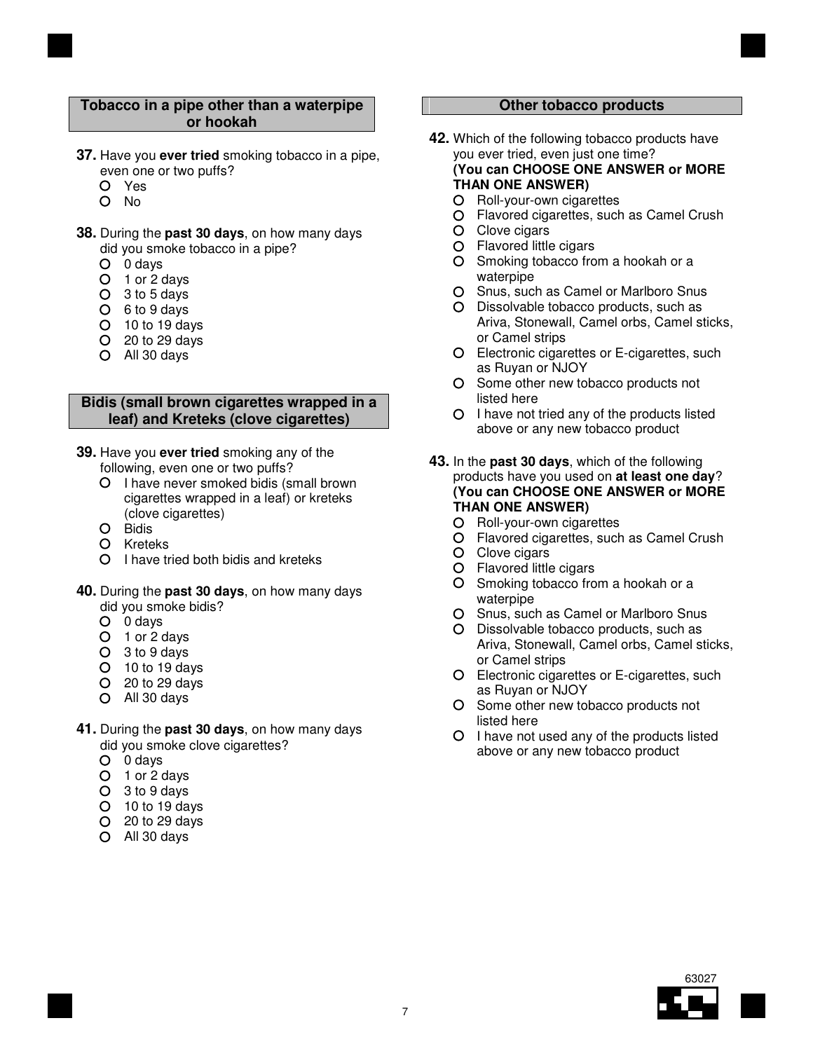## Tobacco in a pipe other than a waterpipe or hookah

**37.** Have you **ever tried** smoking tobacco in a pipe, even one or two puffs?

- Yes
- No

**38.** During the **past 30 days**, on how many days did you smoke tobacco in a pipe?

- 0 days
- 1 or 2 days
- 3 to 5 days
- 6 to 9 days
- 10 to 19 days
- 20 to 29 days
- All 30 days

## Bidis (small brown cigarettes wrapped in a leaf) and Kreteks (clove cigarettes)

**39.** Have you **ever tried** smoking any of the following, even one or two puffs?

- I have never smoked bidis (small brown cigarettes wrapped in a leaf) or kreteks (clove cigarettes)
- Bidis
- Kreteks
- I have tried both bidis and kreteks

**40.** During the **past 30 days**, on how many days did you smoke bidis?

- 0 days
- 1 or 2 days
- 3 to 9 days
- 10 to 19 days
- 20 to 29 days
- All 30 days

**41.** During the **past 30 days**, on how many days did you smoke clove cigarettes?

- 0 days
- 1 or 2 days
- 3 to 9 days
- 10 to 19 days
- 20 to 29 days
- All 30 days

## Other tobacco products

**42.** Which of the following tobacco products have you ever tried, even just one time? **(You can CHOOSE ONE ANSWER or MORE THAN ONE ANSWER)**

- Roll-your-own cigarettes
- Flavored cigarettes, such as Camel Crush
- Clove cigars
- Flavored little cigars
- Smoking tobacco from a hookah or a waterpipe
- Snus, such as Camel or Marlboro Snus
- Dissolvable tobacco products, such as Ariva, Stonewall, Camel orbs, Camel sticks, or Camel strips
- Electronic cigarettes or E-cigarettes, such as Ruyan or NJOY
- Some other new tobacco products not listed here
- I have not tried any of the products listed above or any new tobacco product

**43.** In the **past 30 days**, which of the following products have you used on **at least one day**? **(You can CHOOSE ONE ANSWER or MORE THAN ONE ANSWER)**

- Roll-your-own cigarettes
- Flavored cigarettes, such as Camel Crush
- Clove cigars
- Flavored little cigars
- Smoking tobacco from a hookah or a waterpipe
- Snus, such as Camel or Marlboro Snus
- Dissolvable tobacco products, such as Ariva, Stonewall, Camel orbs, Camel sticks, or Camel strips
- Electronic cigarettes or E-cigarettes, such as Ruyan or NJOY
- Some other new tobacco products not listed here
- I have not used any of the products listed above or any new tobacco product

63027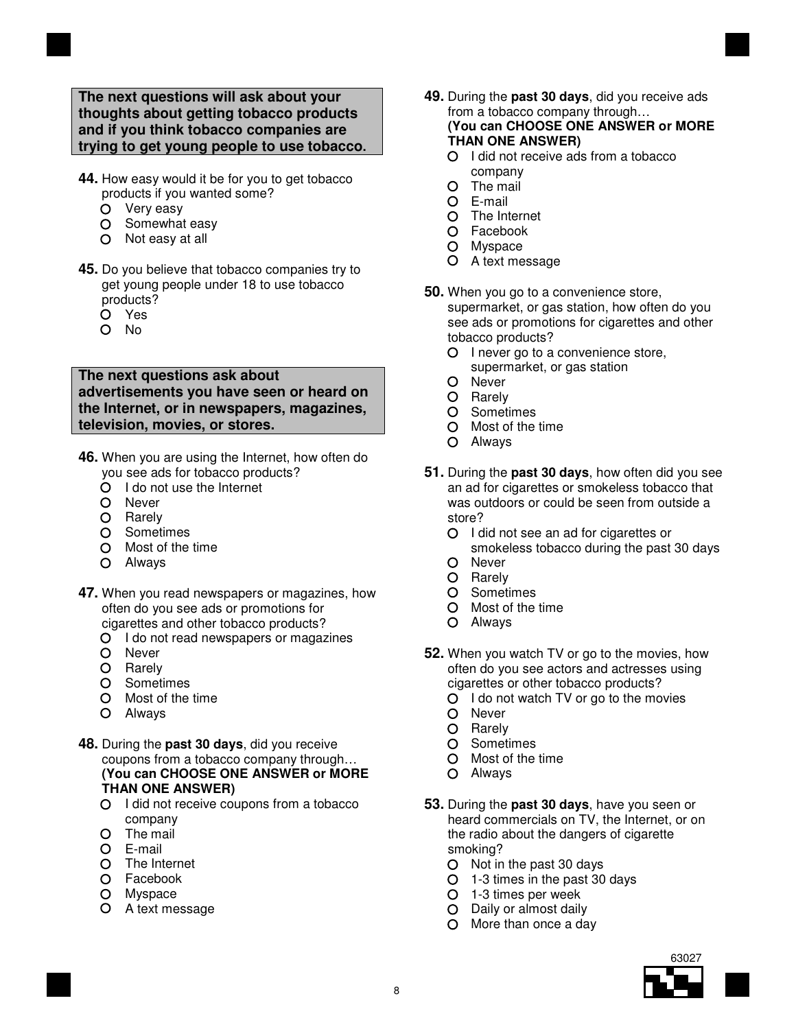**The next questions will ask about your thoughts about getting tobacco products and if you think tobacco companies are trying to get young people to use tobacco.**

**44.** How easy would it be for you to get tobacco products if you wanted some?

- Very easy
- Somewhat easy
- Not easy at all

**45.** Do you believe that tobacco companies try to get young people under 18 to use tobacco products?

- Yes
- No

**The next questions ask about advertisements you have seen or heard on the Internet, or in newspapers, magazines, television, movies, or stores.**

**46.** When you are using the Internet, how often do you see ads for tobacco products?

- I do not use the Internet
- Never
- Rarely
- Sometimes
- Most of the time
- Always

**47.** When you read newspapers or magazines, how often do you see ads or promotions for cigarettes and other tobacco products?

- I do not read newspapers or magazines
- Never
- Rarely
- Sometimes
- Most of the time
- Always

**48.** During the **past 30 days**, did you receive coupons from a tobacco company through… **(You can CHOOSE ONE ANSWER or MORE THAN ONE ANSWER)**

- I did not receive coupons from a tobacco company
- The mail
- E-mail
- The Internet
- Facebook
- Myspace
- A text message

**49.** During the **past 30 days**, did you receive ads from a tobacco company through… **(You can CHOOSE ONE ANSWER or MORE THAN ONE ANSWER)**

- I did not receive ads from a tobacco company
- The mail
- E-mail
- The Internet
- Facebook
- Myspace
- A text message

**50.** When you go to a convenience store, supermarket, or gas station, how often do you see ads or promotions for cigarettes and other tobacco products?

- I never go to a convenience store, supermarket, or gas station
- Never
- Rarely
- Sometimes
- Most of the time
- Always

**51.** During the **past 30 days**, how often did you see an ad for cigarettes or smokeless tobacco that was outdoors or could be seen from outside a store?

- I did not see an ad for cigarettes or smokeless tobacco during the past 30 days
- Never
- Rarely
- Sometimes
- Most of the time
- Always

**52.** When you watch TV or go to the movies, how often do you see actors and actresses using cigarettes or other tobacco products?

- I do not watch TV or go to the movies
- Never
- Rarely
- Sometimes
- Most of the time
- Always

**53.** During the **past 30 days**, have you seen or heard commercials on TV, the Internet, or on the radio about the dangers of cigarette smoking?

- Not in the past 30 days
- 1-3 times in the past 30 days
- 1-3 times per week
- Daily or almost daily
- More than once a day

63027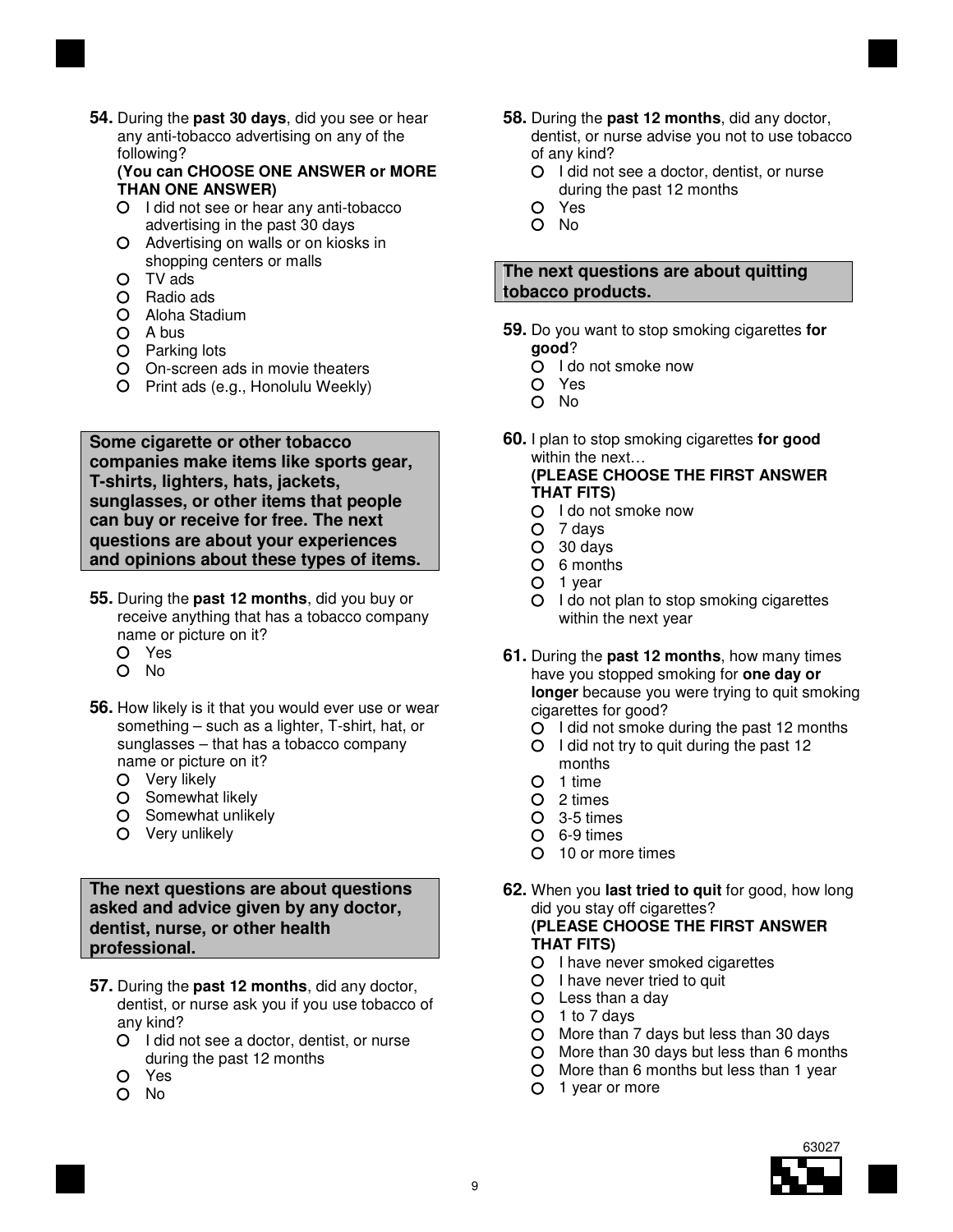**54.** During the **past 30 days**, did you see or hear any anti-tobacco advertising on any of the following?
**(You can CHOOSE ONE ANSWER or MORE THAN ONE ANSWER)**

- I did not see or hear any anti-tobacco advertising in the past 30 days
- Advertising on walls or on kiosks in shopping centers or malls
- TV ads
- Radio ads
- Aloha Stadium
- A bus
- Parking lots
- On-screen ads in movie theaters
- Print ads (e.g., Honolulu Weekly)

**Some cigarette or other tobacco companies make items like sports gear, T-shirts, lighters, hats, jackets, sunglasses, or other items that people can buy or receive for free. The next questions are about your experiences and opinions about these types of items.**

**55.** During the **past 12 months**, did you buy or receive anything that has a tobacco company name or picture on it?

- Yes
- No

**56.** How likely is it that you would ever use or wear something – such as a lighter, T-shirt, hat, or sunglasses – that has a tobacco company name or picture on it?

- Very likely
- Somewhat likely
- Somewhat unlikely
- Very unlikely

**The next questions are about questions asked and advice given by any doctor, dentist, nurse, or other health professional.**

**57.** During the **past 12 months**, did any doctor, dentist, or nurse ask you if you use tobacco of any kind?

- I did not see a doctor, dentist, or nurse during the past 12 months
- Yes
- No

**58.** During the **past 12 months**, did any doctor, dentist, or nurse advise you not to use tobacco of any kind?

- I did not see a doctor, dentist, or nurse during the past 12 months
- Yes
- No

**The next questions are about quitting tobacco products.**

**59.** Do you want to stop smoking cigarettes **for good**?

- I do not smoke now
- Yes
- No

**60.** I plan to stop smoking cigarettes **for good** within the next…
**(PLEASE CHOOSE THE FIRST ANSWER THAT FITS)**

- I do not smoke now
- 7 days
- 30 days
- 6 months
- 1 year
- I do not plan to stop smoking cigarettes within the next year

**61.** During the **past 12 months**, how many times have you stopped smoking for **one day or longer** because you were trying to quit smoking cigarettes for good?

- I did not smoke during the past 12 months
- I did not try to quit during the past 12 months
- 1 time
- 2 times
- 3-5 times
- 6-9 times
- 10 or more times

**62.** When you **last tried to quit** for good, how long did you stay off cigarettes?
**(PLEASE CHOOSE THE FIRST ANSWER THAT FITS)**

- I have never smoked cigarettes
- I have never tried to quit
- Less than a day
- 1 to 7 days
- More than 7 days but less than 30 days
- More than 30 days but less than 6 months
- More than 6 months but less than 1 year
- 1 year or more

63027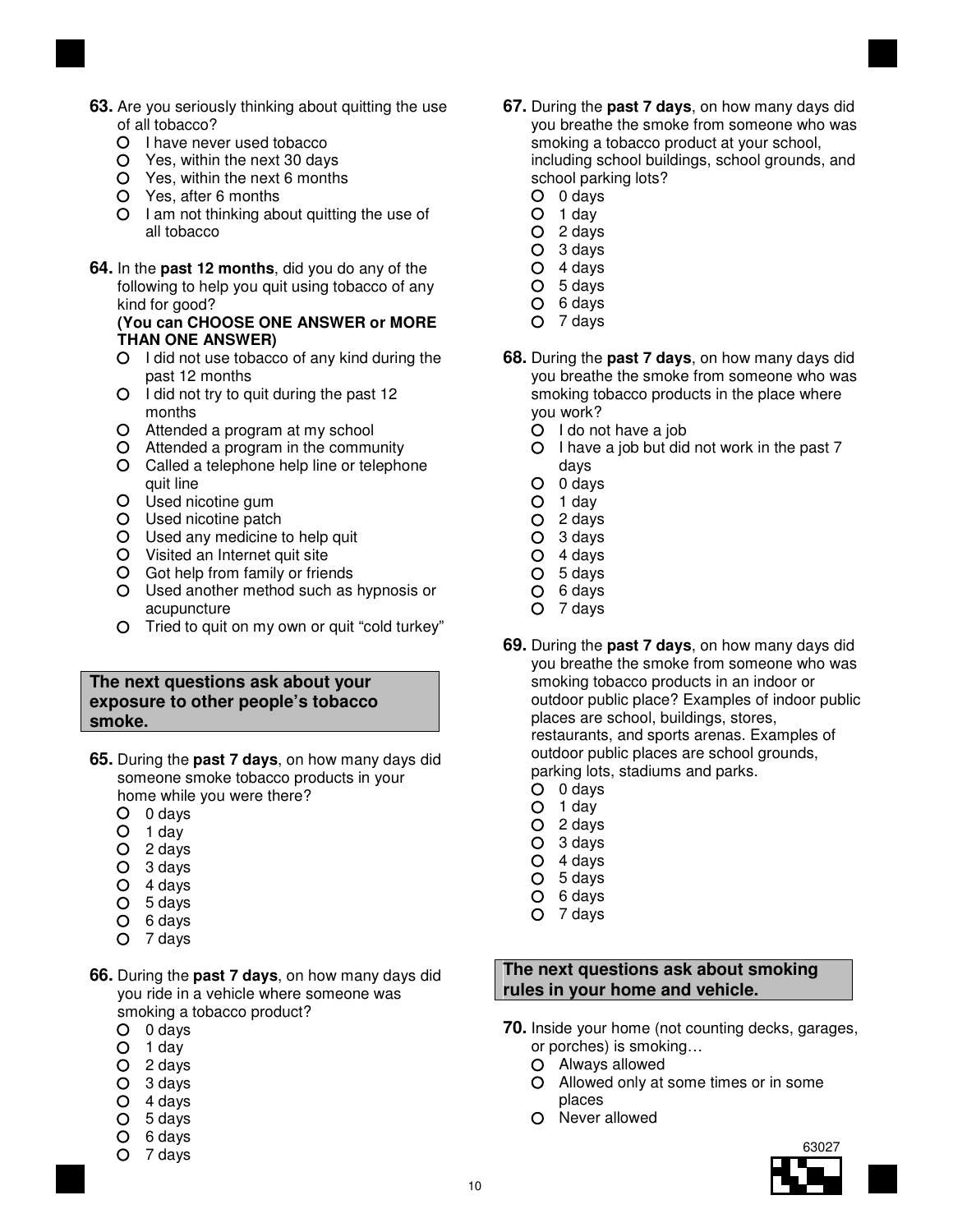**63.** Are you seriously thinking about quitting the use of all tobacco?

- I have never used tobacco
- Yes, within the next 30 days
- Yes, within the next 6 months
- Yes, after 6 months
- I am not thinking about quitting the use of all tobacco

**64.** In the **past 12 months**, did you do any of the following to help you quit using tobacco of any kind for good?
**(You can CHOOSE ONE ANSWER or MORE THAN ONE ANSWER)**

- I did not use tobacco of any kind during the past 12 months
- I did not try to quit during the past 12 months
- Attended a program at my school
- Attended a program in the community
- Called a telephone help line or telephone quit line
- Used nicotine gum
- Used nicotine patch
- Used any medicine to help quit
- Visited an Internet quit site
- Got help from family or friends
- Used another method such as hypnosis or acupuncture
- Tried to quit on my own or quit "cold turkey"

**The next questions ask about your exposure to other people's tobacco smoke.**

**65.** During the **past 7 days**, on how many days did someone smoke tobacco products in your home while you were there?

- 0 days
- 1 day
- 2 days
- 3 days
- 4 days
- 5 days
- 6 days
- 7 days

**66.** During the **past 7 days**, on how many days did you ride in a vehicle where someone was smoking a tobacco product?

- 0 days
- 1 day
- 2 days
- 3 days
- 4 days
- 5 days
- 6 days
- 7 days

**67.** During the **past 7 days**, on how many days did you breathe the smoke from someone who was smoking a tobacco product at your school, including school buildings, school grounds, and school parking lots?

- 0 days
- 1 day
- 2 days
- 3 days
- 4 days
- 5 days
- 6 days
- 7 days

**68.** During the **past 7 days**, on how many days did you breathe the smoke from someone who was smoking tobacco products in the place where you work?

- I do not have a job
- I have a job but did not work in the past 7 days
- 0 days
- 1 day
- 2 days
- 3 days
- 4 days
- 5 days
- 6 days
- 7 days

**69.** During the **past 7 days**, on how many days did you breathe the smoke from someone who was smoking tobacco products in an indoor or outdoor public place? Examples of indoor public places are school, buildings, stores, restaurants, and sports arenas. Examples of outdoor public places are school grounds, parking lots, stadiums and parks.

- 0 days
- 1 day
- 2 days
- 3 days
- 4 days
- 5 days
- 6 days
- 7 days

**The next questions ask about smoking rules in your home and vehicle.**

**70.** Inside your home (not counting decks, garages, or porches) is smoking…

- Always allowed
- Allowed only at some times or in some places
- Never allowed

63027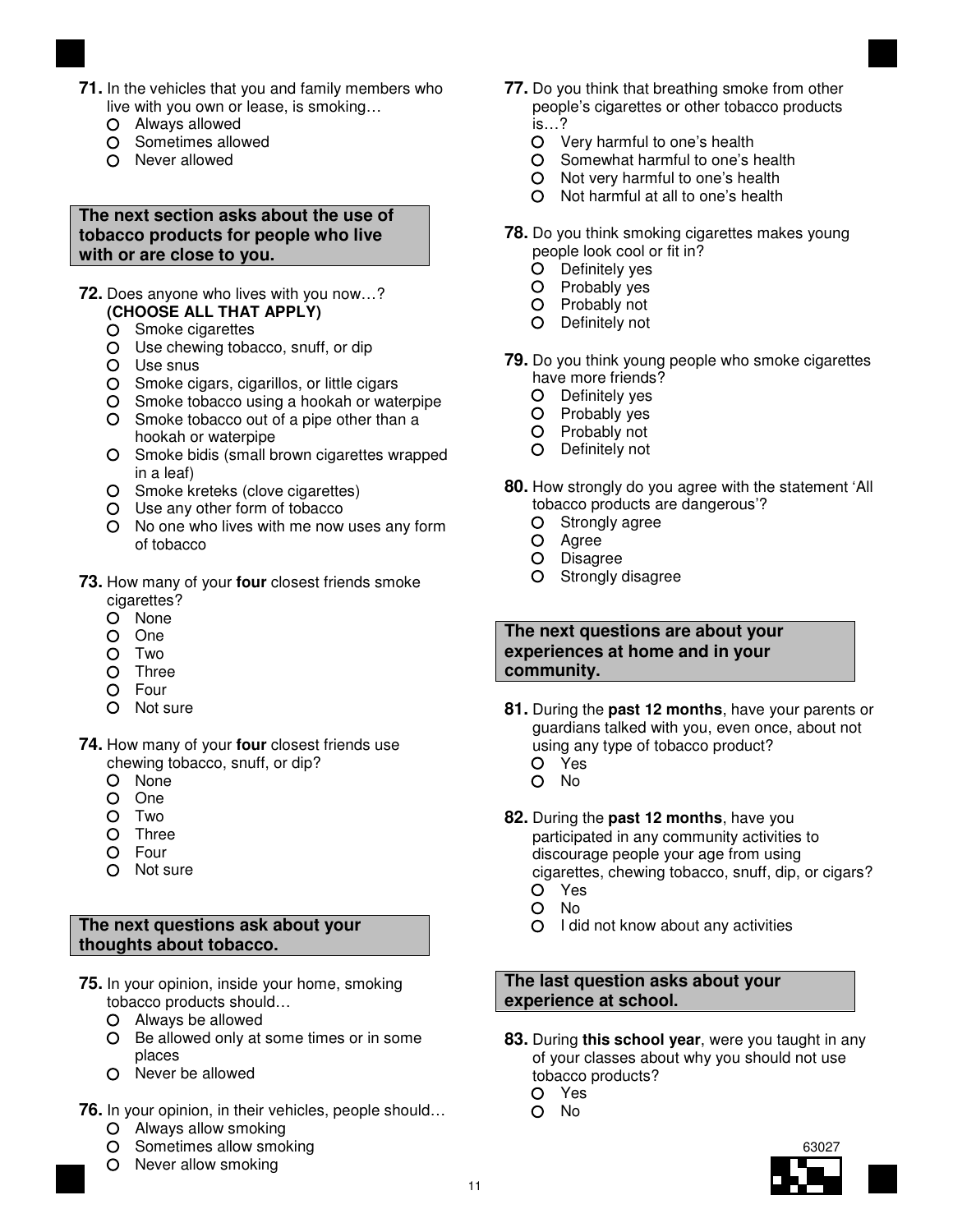**71.** In the vehicles that you and family members who live with you own or lease, is smoking…

- Always allowed
- Sometimes allowed
- Never allowed

**The next section asks about the use of tobacco products for people who live with or are close to you.**

**72.** Does anyone who lives with you now…? **(CHOOSE ALL THAT APPLY)**

- Smoke cigarettes
- Use chewing tobacco, snuff, or dip
- Use snus
- Smoke cigars, cigarillos, or little cigars
- Smoke tobacco using a hookah or waterpipe
- Smoke tobacco out of a pipe other than a hookah or waterpipe
- Smoke bidis (small brown cigarettes wrapped in a leaf)
- Smoke kreteks (clove cigarettes)
- Use any other form of tobacco
- No one who lives with me now uses any form of tobacco

**73.** How many of your **four** closest friends smoke cigarettes?

- None
- One
- Two
- Three
- Four
- Not sure

**74.** How many of your **four** closest friends use chewing tobacco, snuff, or dip?

- None
- One
- Two
- Three
- Four
- Not sure

**The next questions ask about your thoughts about tobacco.**

**75.** In your opinion, inside your home, smoking tobacco products should…

- Always be allowed
- Be allowed only at some times or in some places
- Never be allowed

**76.** In your opinion, in their vehicles, people should…

- Always allow smoking
- Sometimes allow smoking
- Never allow smoking

**77.** Do you think that breathing smoke from other people's cigarettes or other tobacco products is…?

- Very harmful to one's health
- Somewhat harmful to one's health
- Not very harmful to one's health
- Not harmful at all to one's health

**78.** Do you think smoking cigarettes makes young people look cool or fit in?

- Definitely yes
- Probably yes
- Probably not
- Definitely not

**79.** Do you think young people who smoke cigarettes have more friends?

- Definitely yes
- Probably yes
- Probably not
- Definitely not

**80.** How strongly do you agree with the statement 'All tobacco products are dangerous'?

- Strongly agree
- Agree
- Disagree
- Strongly disagree

**The next questions are about your experiences at home and in your community.**

**81.** During the **past 12 months**, have your parents or guardians talked with you, even once, about not using any type of tobacco product?

- Yes
- No

**82.** During the **past 12 months**, have you participated in any community activities to discourage people your age from using cigarettes, chewing tobacco, snuff, dip, or cigars?

- Yes
- No
- I did not know about any activities

**The last question asks about your experience at school.**

**83.** During **this school year**, were you taught in any of your classes about why you should not use tobacco products?

- Yes
- No

63027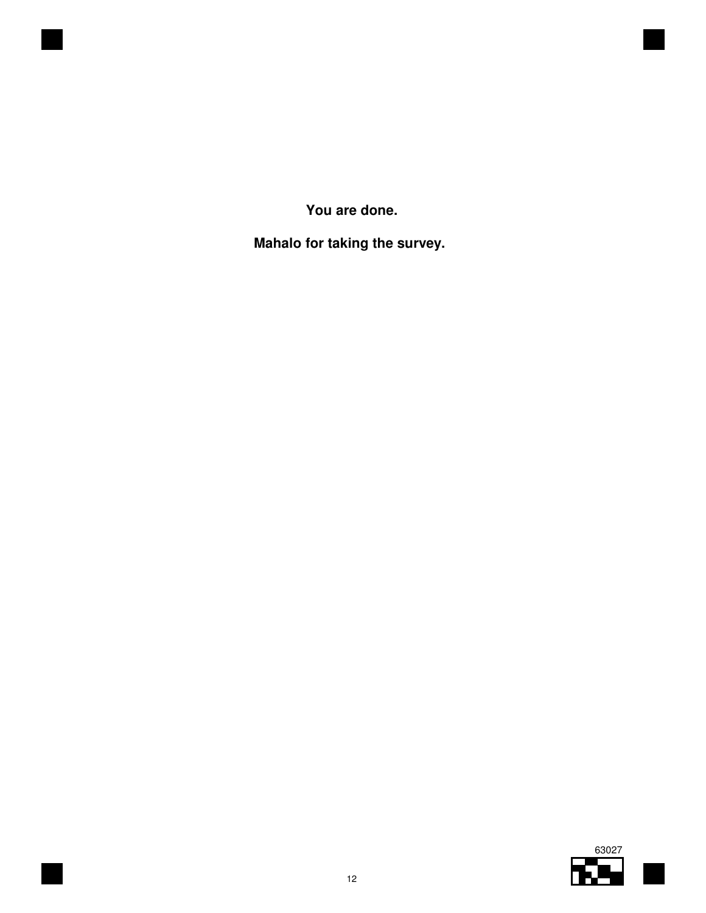**You are done.**

**Mahalo for taking the survey.**